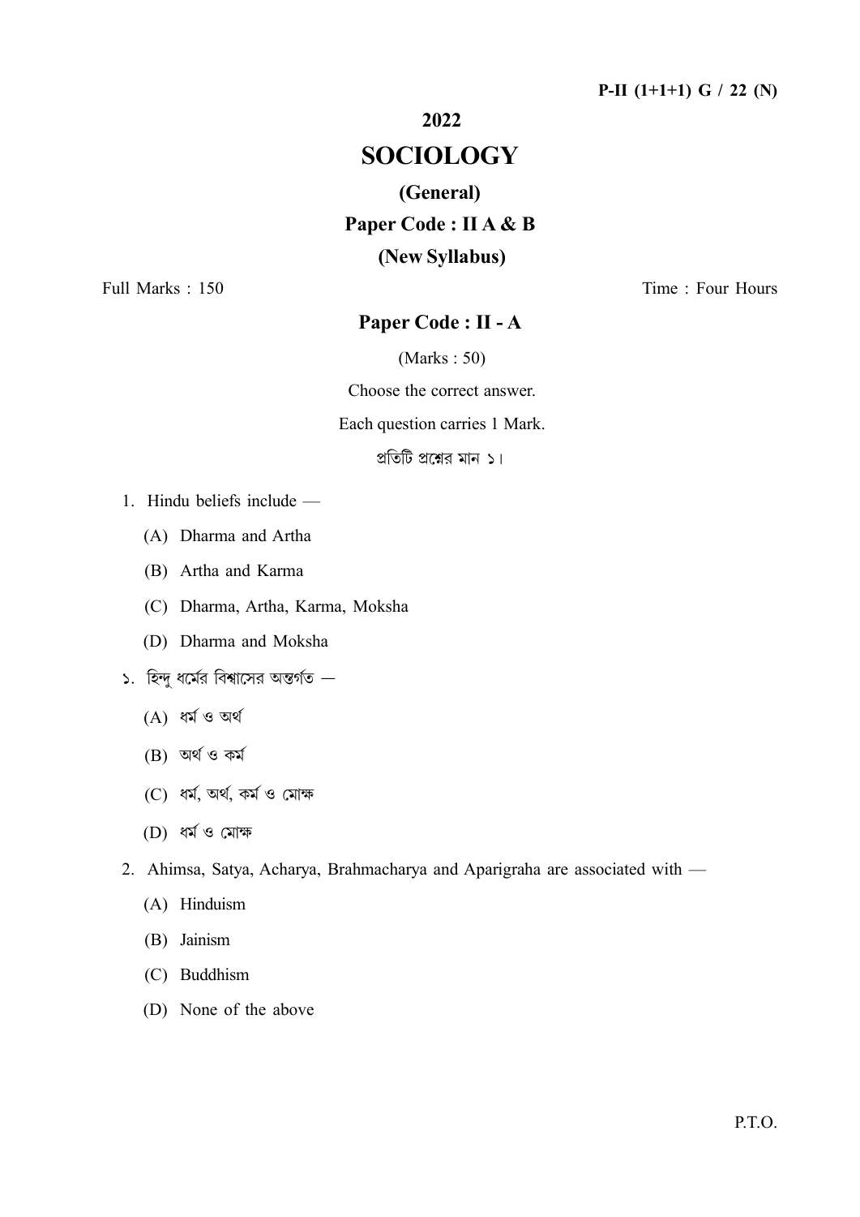P-II (1+1+1) G / 22 (N)

# 2022

# SOCIOLOGY

## (General)

## Paper Code : II A & B

## (New Syllabus)

Full Marks : 150 Time : Four Hours

## Paper Code : II - A

(Marks : 50)

Choose the correct answer.

Each question carries 1 Mark.

প্রতিটি প্রশ্নের মান ১।

1. Hindu beliefs include —
   - (A) Dharma and Artha
   - (B) Artha and Karma
   - (C) Dharma, Artha, Karma, Moksha
   - (D) Dharma and Moksha

১. হিন্দু ধর্মের বিশ্বাসের অন্তর্গত —
   - (A) ধর্ম ও অর্থ
   - (B) অর্থ ও কর্ম
   - (C) ধর্ম, অর্থ, কর্ম ও মোক্ষ
   - (D) ধর্ম ও মোক্ষ

2. Ahimsa, Satya, Acharya, Brahmacharya and Aparigraha are associated with —
   - (A) Hinduism
   - (B) Jainism
   - (C) Buddhism
   - (D) None of the above

P.T.O.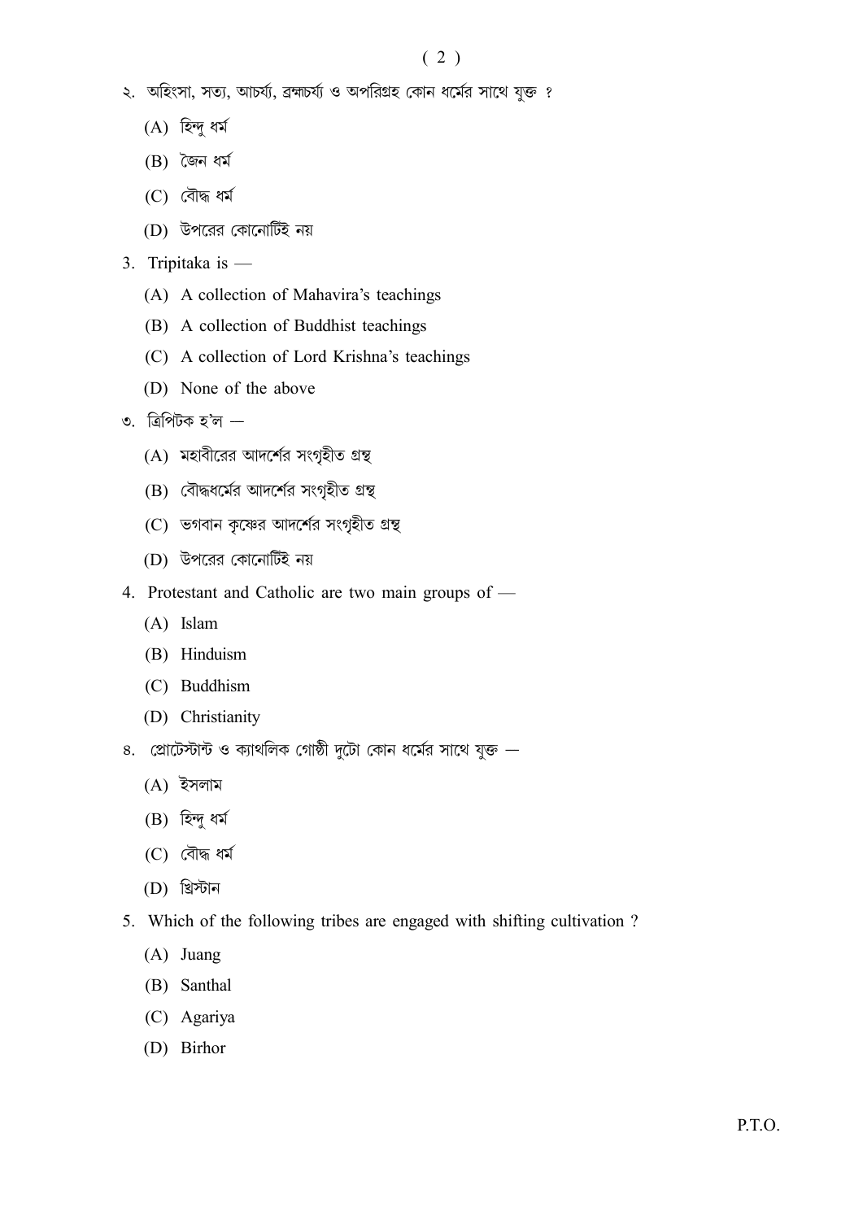২. অহিংসা, সত্য, আচর্য্য, ব্রহ্মচর্য্য ও অপরিগ্রহ কোন ধর্মের সাথে যুক্ত ?

(A) হিন্দু ধর্ম

(B) জৈন ধর্ম

(C) বৌদ্ধ ধর্ম

(D) উপরের কোনোটিই নয়

3. Tripitaka is —

(A) A collection of Mahavira's teachings

(B) A collection of Buddhist teachings

(C) A collection of Lord Krishna's teachings

(D) None of the above

৩. ত্রিপিটক হ'ল —

(A) মহাবীরের আদর্শের সংগৃহীত গ্রন্থ

(B) বৌদ্ধধর্মের আদর্শের সংগৃহীত গ্রন্থ

(C) ভগবান কৃষ্ণের আদর্শের সংগৃহীত গ্রন্থ

(D) উপরের কোনোটিই নয়

4. Protestant and Catholic are two main groups of —

(A) Islam

(B) Hinduism

(C) Buddhism

(D) Christianity

৪. প্রোটেস্টান্ট ও ক্যাথলিক গোষ্ঠী দুটো কোন ধর্মের সাথে যুক্ত —

(A) ইসলাম

(B) হিন্দু ধর্ম

(C) বৌদ্ধ ধর্ম

(D) খ্রিস্টান

5. Which of the following tribes are engaged with shifting cultivation ?

(A) Juang

(B) Santhal

(C) Agariya

(D) Birhor

P.T.O.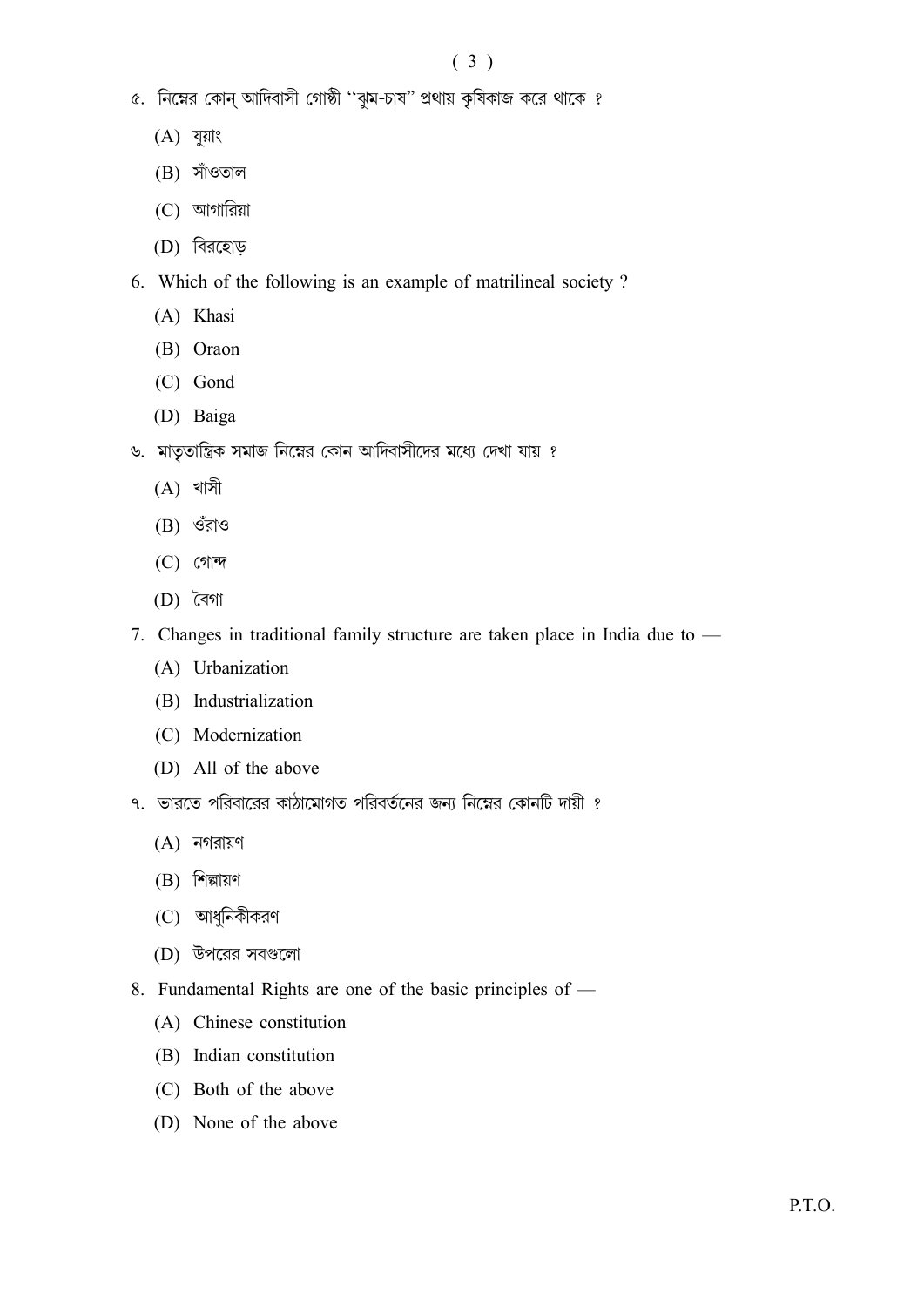৫. নিম্নের কোন্ আদিবাসী গোষ্ঠী "ঝুম-চাষ" প্রথায় কৃষিকাজ করে থাকে ?

(A) যুয়াং

(B) সাঁওতাল

(C) আগারিয়া

(D) বিরহোড়

6. Which of the following is an example of matrilineal society ?

(A) Khasi

(B) Oraon

(C) Gond

(D) Baiga

৬. মাতৃতান্ত্রিক সমাজ নিম্নের কোন আদিবাসীদের মধ্যে দেখা যায় ?

(A) খাসী

(B) ওঁরাও

(C) গোন্দ

(D) বৈগা

7. Changes in traditional family structure are taken place in India due to —

(A) Urbanization

(B) Industrialization

(C) Modernization

(D) All of the above

৭. ভারতে পরিবারের কাঠামোগত পরিবর্তনের জন্য নিম্নের কোনটি দায়ী ?

(A) নগরায়ণ

(B) শিল্পায়ণ

(C) আধুনিকীকরণ

(D) উপরের সবগুলো

8. Fundamental Rights are one of the basic principles of —

(A) Chinese constitution

(B) Indian constitution

(C) Both of the above

(D) None of the above

P.T.O.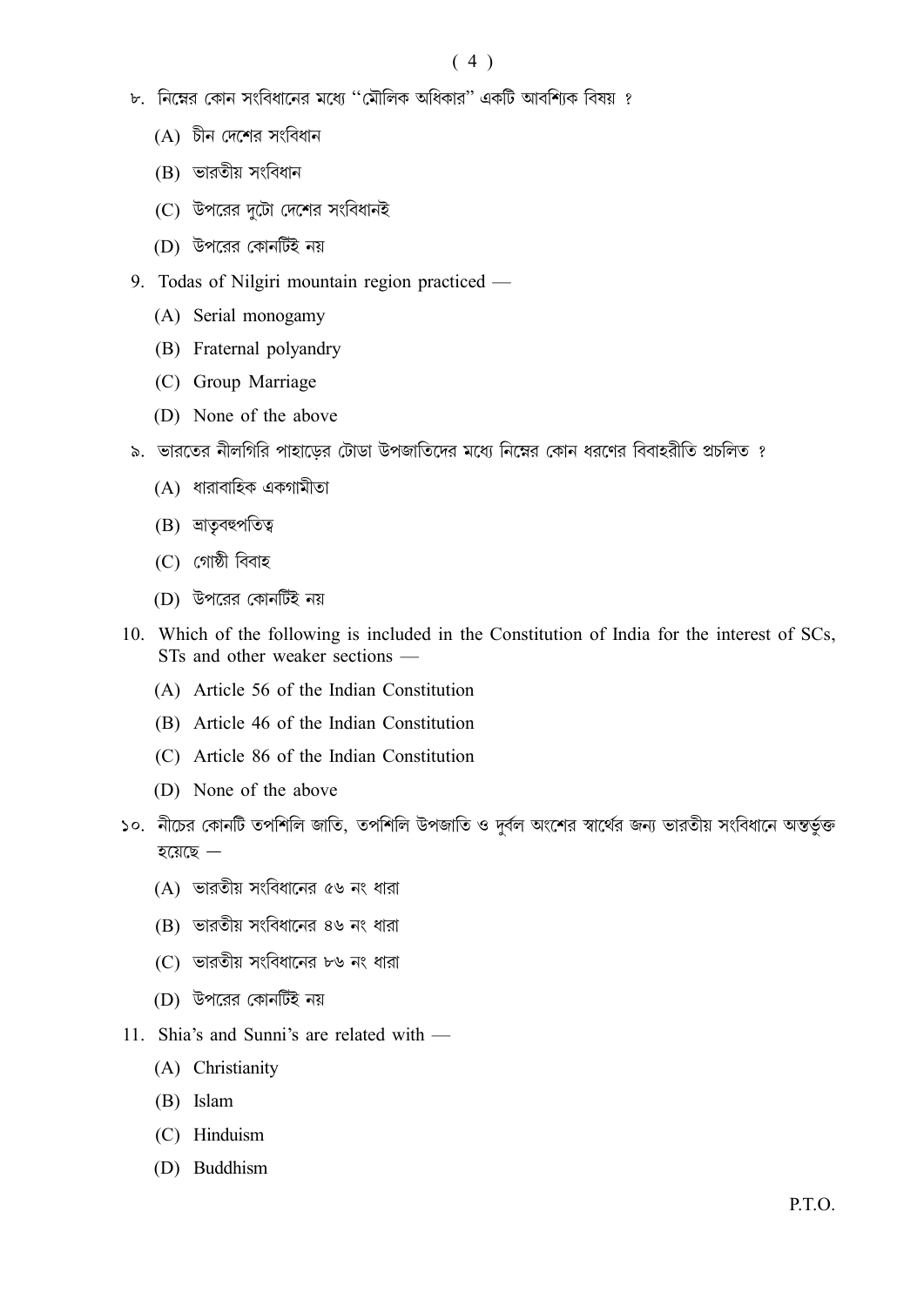৮. নিম্নের কোন সংবিধানের মধ্যে "মৌলিক অধিকার" একটি আবশ্যিক বিষয় ?

(A) চীন দেশের সংবিধান

(B) ভারতীয় সংবিধান

(C) উপরের দুটো দেশের সংবিধানই

(D) উপরের কোনটিই নয়

9. Todas of Nilgiri mountain region practiced —

(A) Serial monogamy

(B) Fraternal polyandry

(C) Group Marriage

(D) None of the above

৯. ভারতের নীলগিরি পাহাড়ের টোডা উপজাতিদের মধ্যে নিম্নের কোন ধরণের বিবাহরীতি প্রচলিত ?

(A) ধারাবাহিক একগামীতা

(B) ভ্রাতৃবহুপতিত্ব

(C) গোষ্ঠী বিবাহ

(D) উপরের কোনটিই নয়

10. Which of the following is included in the Constitution of India for the interest of SCs, STs and other weaker sections —

(A) Article 56 of the Indian Constitution

(B) Article 46 of the Indian Constitution

(C) Article 86 of the Indian Constitution

(D) None of the above

১০. নীচের কোনটি তপশিলি জাতি, তপশিলি উপজাতি ও দুর্বল অংশের স্বার্থের জন্য ভারতীয় সংবিধানে অন্তর্ভুক্ত হয়েছে —

(A) ভারতীয় সংবিধানের ৫৬ নং ধারা

(B) ভারতীয় সংবিধানের ৪৬ নং ধারা

(C) ভারতীয় সংবিধানের ৮৬ নং ধারা

(D) উপরের কোনটিই নয়

11. Shia's and Sunni's are related with —

(A) Christianity

(B) Islam

(C) Hinduism

(D) Buddhism

P.T.O.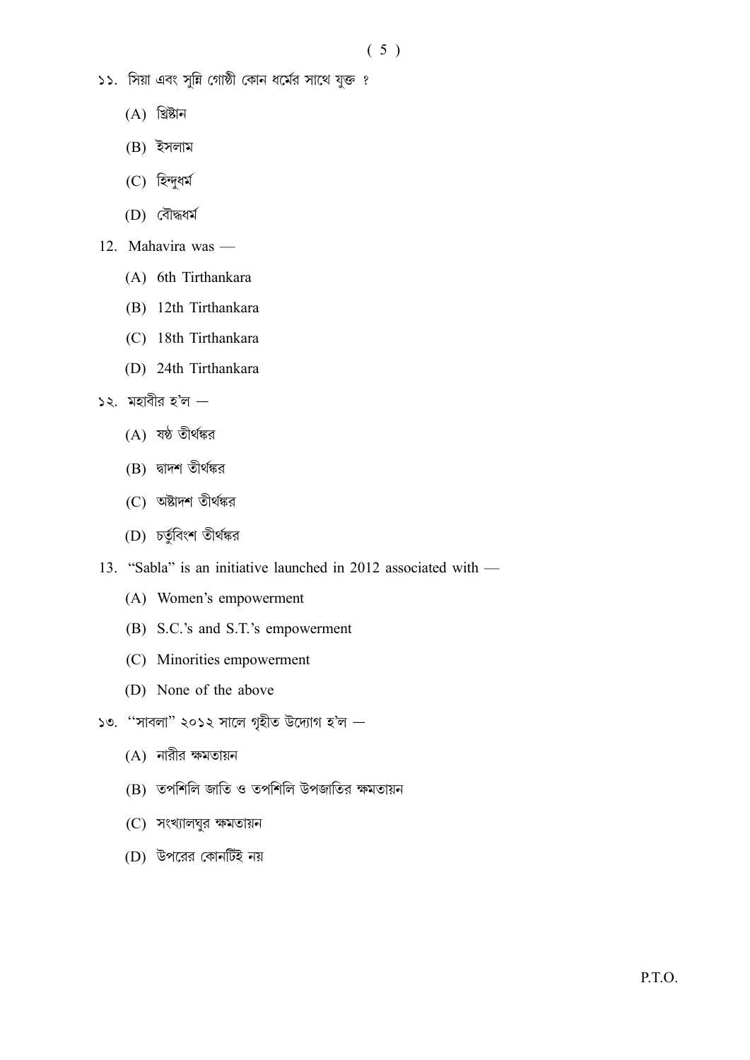১১. সিয়া এবং সুন্নি গোষ্ঠী কোন ধর্মের সাথে যুক্ত ?

(A) খ্রিষ্টান

(B) ইসলাম

(C) হিন্দুধর্ম

(D) বৌদ্ধধর্ম

12. Mahavira was —

(A) 6th Tirthankara

(B) 12th Tirthankara

(C) 18th Tirthankara

(D) 24th Tirthankara

১২. মহাবীর হ'ল —

(A) ষষ্ঠ তীর্থঙ্কর

(B) দ্বাদশ তীর্থঙ্কর

(C) অষ্টাদশ তীর্থঙ্কর

(D) চর্তুবিংশ তীর্থঙ্কর

13. "Sabla" is an initiative launched in 2012 associated with —

(A) Women's empowerment

(B) S.C.'s and S.T.'s empowerment

(C) Minorities empowerment

(D) None of the above

১৩. ''সাবলা" ২০১২ সালে গৃহীত উদ্যোগ হ'ল —

(A) নারীর ক্ষমতায়ন

(B) তপশিলি জাতি ও তপশিলি উপজাতির ক্ষমতায়ন

(C) সংখ্যালঘুর ক্ষমতায়ন

(D) উপরের কোনটিই নয়

P.T.O.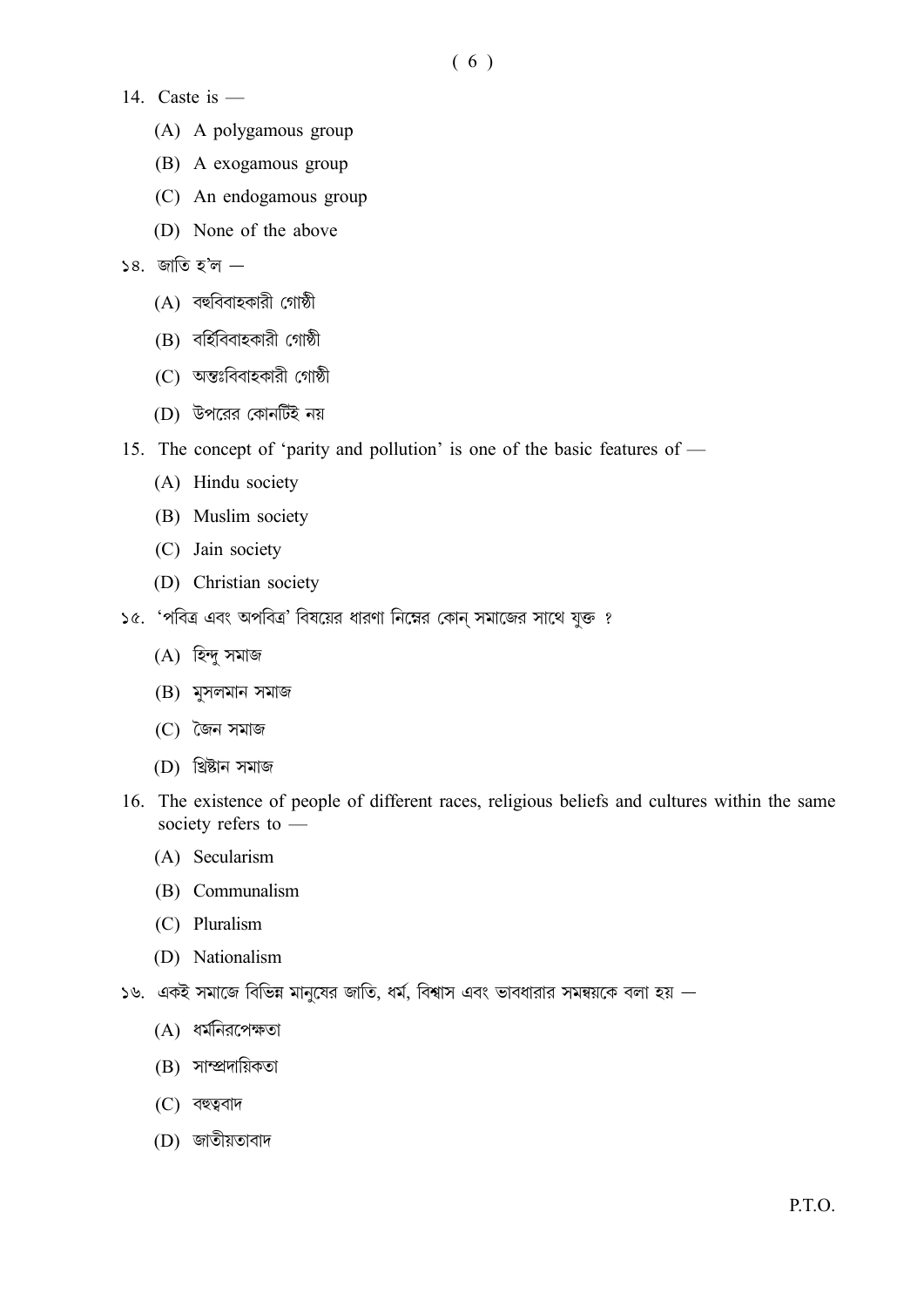14. Caste is —

    (A) A polygamous group

    (B) A exogamous group

    (C) An endogamous group

    (D) None of the above

১৪. জাতি হ'ল —

    (A) বহুবিবাহকারী গোষ্ঠী

    (B) বর্হিবিবাহকারী গোষ্ঠী

    (C) অন্তঃবিবাহকারী গোষ্ঠী

    (D) উপরের কোনটিই নয়

15. The concept of 'parity and pollution' is one of the basic features of —

    (A) Hindu society

    (B) Muslim society

    (C) Jain society

    (D) Christian society

১৫. 'পবিত্র এবং অপবিত্র' বিষয়ের ধারণা নিম্নের কোন্ সমাজের সাথে যুক্ত ?

    (A) হিন্দু সমাজ

    (B) মুসলমান সমাজ

    (C) জৈন সমাজ

    (D) খ্রিষ্টান সমাজ

16. The existence of people of different races, religious beliefs and cultures within the same society refers to —

    (A) Secularism

    (B) Communalism

    (C) Pluralism

    (D) Nationalism

১৬. একই সমাজে বিভিন্ন মানুষের জাতি, ধর্ম, বিশ্বাস এবং ভাবধারার সমন্বয়কে বলা হয় —

    (A) ধর্মনিরপেক্ষতা

    (B) সাম্প্রদায়িকতা

    (C) বহুত্ববাদ

    (D) জাতীয়তাবাদ

P.T.O.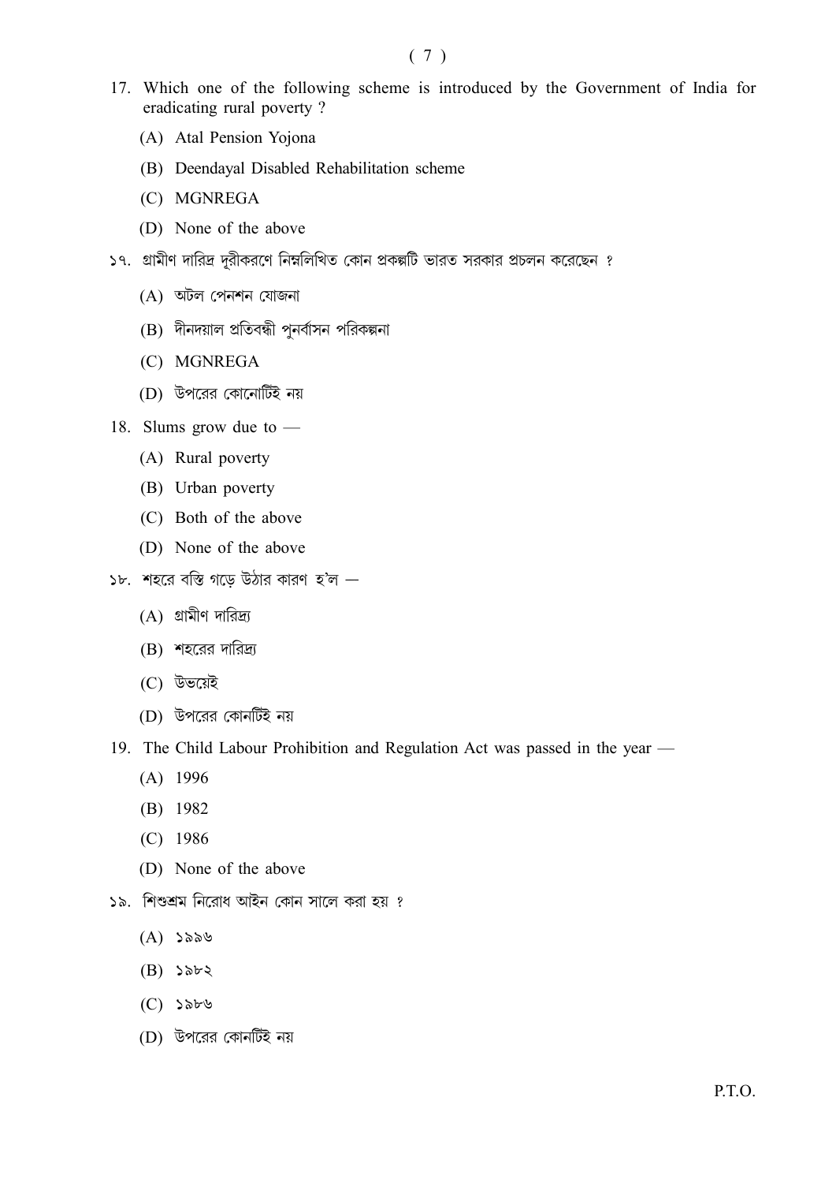17. Which one of the following scheme is introduced by the Government of India for eradicating rural poverty ?

    (A) Atal Pension Yojona

    (B) Deendayal Disabled Rehabilitation scheme

    (C) MGNREGA

    (D) None of the above

১৭. গ্রামীণ দারিদ্র দূরীকরণে নিম্নলিখিত কোন প্রকল্পটি ভারত সরকার প্রচলন করেছেন ?

    (A) অটল পেনশন যোজনা

    (B) দীনদয়াল প্রতিবন্ধী পুনর্বাসন পরিকল্পনা

    (C) MGNREGA

    (D) উপরের কোনোটিই নয়

18. Slums grow due to —

    (A) Rural poverty

    (B) Urban poverty

    (C) Both of the above

    (D) None of the above

১৮. শহরে বস্তি গড়ে উঠার কারণ হ'ল —

    (A) গ্রামীণ দারিদ্র্য

    (B) শহরের দারিদ্র্য

    (C) উভয়েই

    (D) উপরের কোনটিই নয়

19. The Child Labour Prohibition and Regulation Act was passed in the year —

    (A) 1996

    (B) 1982

    (C) 1986

    (D) None of the above

১৯. শিশুশ্রম নিরোধ আইন কোন সালে করা হয় ?

    (A) ১৯৯৬

    (B) ১৯৮২

    (C) ১৯৮৬

    (D) উপরের কোনটিই নয়

P.T.O.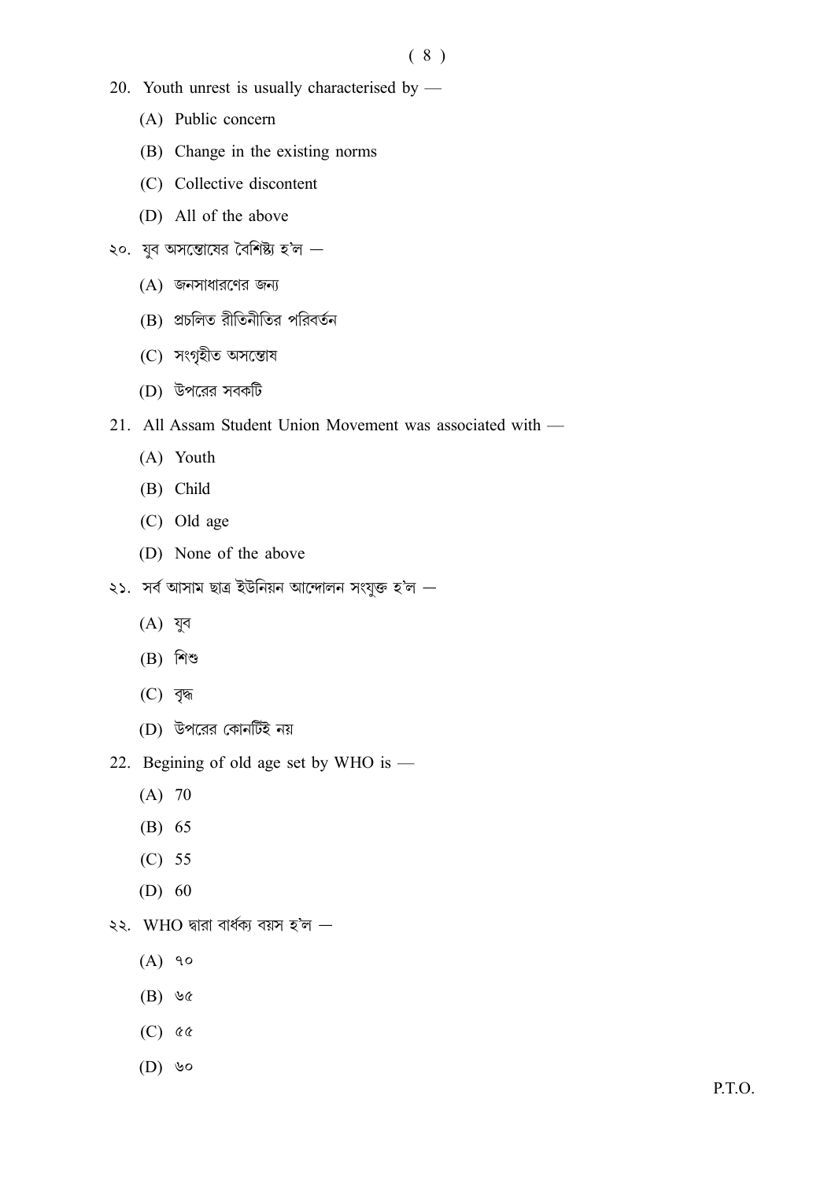20. Youth unrest is usually characterised by —

    (A) Public concern

    (B) Change in the existing norms

    (C) Collective discontent

    (D) All of the above

২০. যুব অসন্তোষের বৈশিষ্ট্য হ'ল —

    (A) জনসাধারণের জন্য

    (B) প্রচলিত রীতিনীতির পরিবর্তন

    (C) সংগৃহীত অসন্তোষ

    (D) উপরের সবকটি

21. All Assam Student Union Movement was associated with —

    (A) Youth

    (B) Child

    (C) Old age

    (D) None of the above

২১. সর্ব আসাম ছাত্র ইউনিয়ন আন্দোলন সংযুক্ত হ'ল —

    (A) যুব

    (B) শিশু

    (C) বৃদ্ধ

    (D) উপরের কোনটিই নয়

22. Begining of old age set by WHO is —

    (A) 70

    (B) 65

    (C) 55

    (D) 60

২২. WHO দ্বারা বার্ধক্য বয়স হ'ল —

    (A) ৭০

    (B) ৬৫

    (C) ৫৫

    (D) ৬০

P.T.O.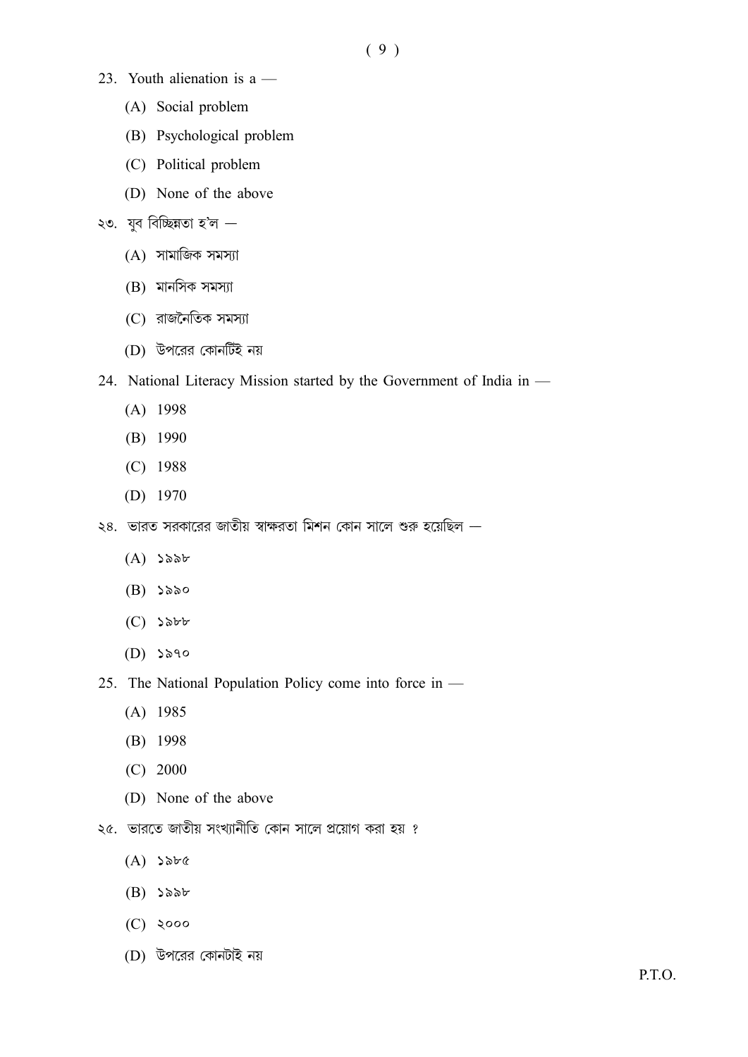23. Youth alienation is a —

(A) Social problem

(B) Psychological problem

(C) Political problem

(D) None of the above

২৩. যুব বিচ্ছিন্নতা হ'ল —

(A) সামাজিক সমস্যা

(B) মানসিক সমস্যা

(C) রাজনৈতিক সমস্যা

(D) উপরের কোনটিই নয়

24. National Literacy Mission started by the Government of India in —

(A) 1998

(B) 1990

(C) 1988

(D) 1970

২৪. ভারত সরকারের জাতীয় স্বাক্ষরতা মিশন কোন সালে শুরু হয়েছিল —

(A) ১৯৯৮

(B) ১৯৯০

(C) ১৯৮৮

(D) ১৯৭০

25. The National Population Policy come into force in —

(A) 1985

(B) 1998

(C) 2000

(D) None of the above

২৫. ভারতে জাতীয় সংখ্যানীতি কোন সালে প্রয়োগ করা হয় ?

(A) ১৯৮৫

(B) ১৯৯৮

(C) ২০০০

(D) উপরের কোনটাই নয়

P.T.O.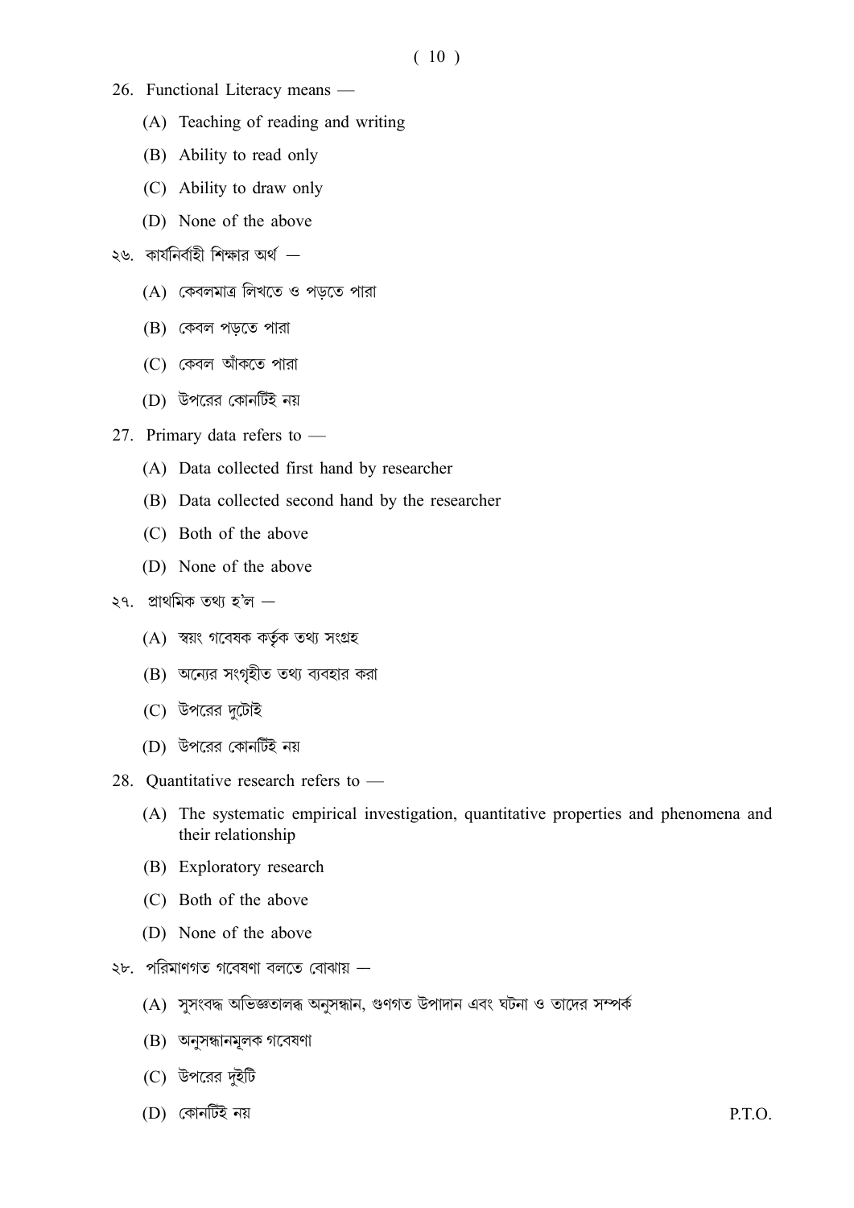26. Functional Literacy means —

    (A) Teaching of reading and writing

    (B) Ability to read only

    (C) Ability to draw only

    (D) None of the above

২৬. কার্যনির্বাহী শিক্ষার অর্থ —

    (A) কেবলমাত্র লিখতে ও পড়তে পারা

    (B) কেবল পড়তে পারা

    (C) কেবল আঁকতে পারা

    (D) উপরের কোনটিই নয়

27. Primary data refers to —

    (A) Data collected first hand by researcher

    (B) Data collected second hand by the researcher

    (C) Both of the above

    (D) None of the above

২৭. প্রাথমিক তথ্য হ'ল —

    (A) স্বয়ং গবেষক কর্তৃক তথ্য সংগ্রহ

    (B) অন্যের সংগৃহীত তথ্য ব্যবহার করা

    (C) উপরের দুটোই

    (D) উপরের কোনটিই নয়

28. Quantitative research refers to —

    (A) The systematic empirical investigation, quantitative properties and phenomena and their relationship

    (B) Exploratory research

    (C) Both of the above

    (D) None of the above

২৮. পরিমাণগত গবেষণা বলতে বোঝায় —

    (A) সুসংবদ্ধ অভিজ্ঞতালব্ধ অনুসন্ধান, গুণগত উপাদান এবং ঘটনা ও তাদের সম্পর্ক

    (B) অনুসন্ধানমূলক গবেষণা

    (C) উপরের দুইটি

    (D) কোনটিই নয়

P.T.O.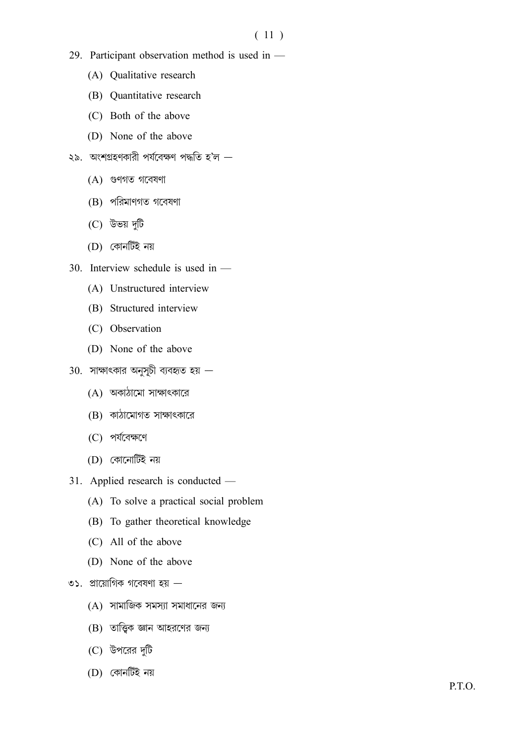29. Participant observation method is used in —

    (A) Qualitative research

    (B) Quantitative research

    (C) Both of the above

    (D) None of the above

২৯. অংশগ্রহণকারী পর্যবেক্ষণ পদ্ধতি হ'ল —

    (A) গুণগত গবেষণা

    (B) পরিমাণগত গবেষণা

    (C) উভয় দুটি

    (D) কোনটিই নয়

30. Interview schedule is used in —

    (A) Unstructured interview

    (B) Structured interview

    (C) Observation

    (D) None of the above

30. সাক্ষাৎকার অনুসূচী ব্যবহৃত হয় —

    (A) অকাঠামো সাক্ষাৎকারে

    (B) কাঠামোগত সাক্ষাৎকারে

    (C) পর্যবেক্ষণে

    (D) কোনোটিই নয়

31. Applied research is conducted —

    (A) To solve a practical social problem

    (B) To gather theoretical knowledge

    (C) All of the above

    (D) None of the above

৩১. প্রায়োগিক গবেষণা হয় —

    (A) সামাজিক সমস্যা সমাধানের জন্য

    (B) তাত্ত্বিক জ্ঞান আহরণের জন্য

    (C) উপরের দুটি

    (D) কোনটিই নয়

P.T.O.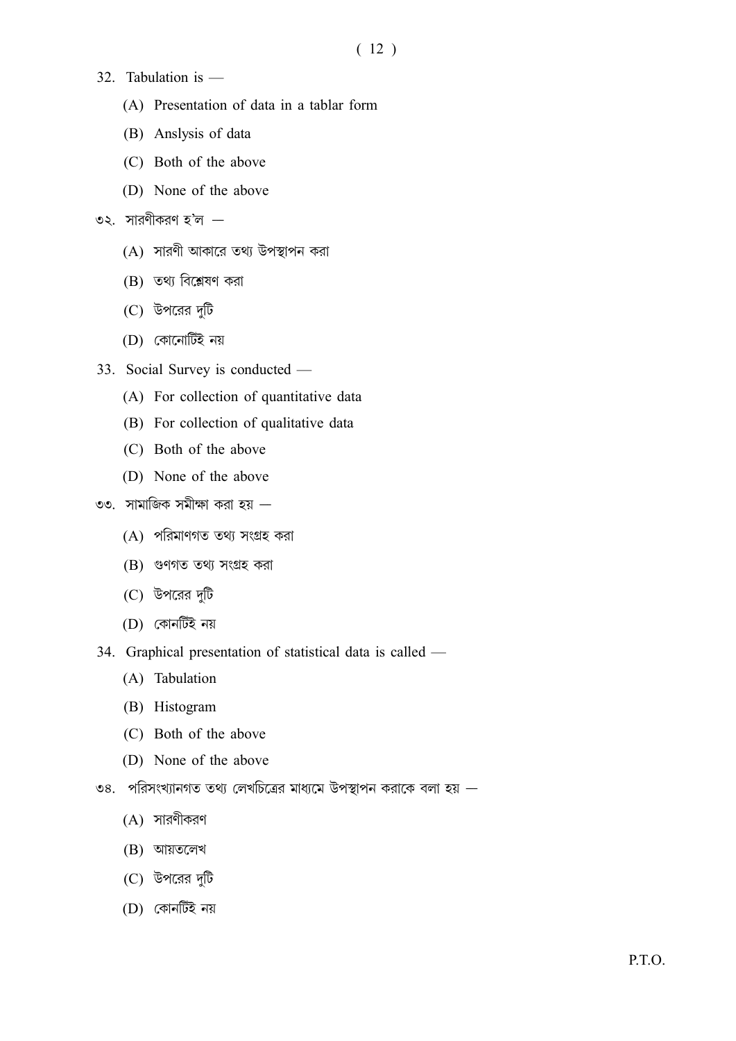32. Tabulation is —

    (A) Presentation of data in a tablar form

    (B) Anslysis of data

    (C) Both of the above

    (D) None of the above

৩২. সারণীকরণ হ'ল —

    (A) সারণী আকারে তথ্য উপস্থাপন করা

    (B) তথ্য বিশ্লেষণ করা

    (C) উপরের দুটি

    (D) কোনোটিই নয়

33. Social Survey is conducted —

    (A) For collection of quantitative data

    (B) For collection of qualitative data

    (C) Both of the above

    (D) None of the above

৩৩. সামাজিক সমীক্ষা করা হয় —

    (A) পরিমাণগত তথ্য সংগ্রহ করা

    (B) গুণগত তথ্য সংগ্রহ করা

    (C) উপরের দুটি

    (D) কোনটিই নয়

34. Graphical presentation of statistical data is called —

    (A) Tabulation

    (B) Histogram

    (C) Both of the above

    (D) None of the above

৩৪. পরিসংখ্যানগত তথ্য লেখচিত্রের মাধ্যমে উপস্থাপন করাকে বলা হয় —

    (A) সারণীকরণ

    (B) আয়তলেখ

    (C) উপরের দুটি

    (D) কোনটিই নয়

P.T.O.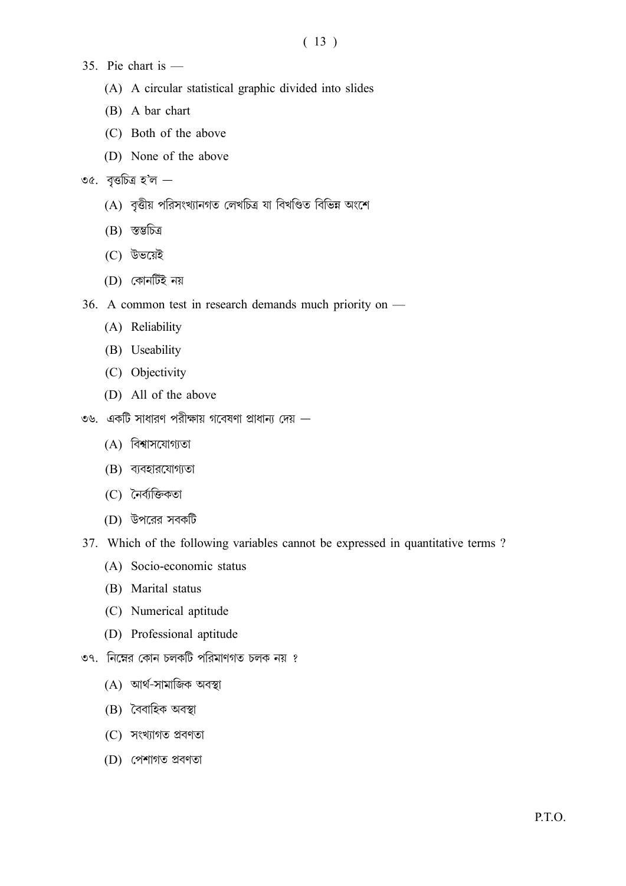35. Pie chart is —

(A) A circular statistical graphic divided into slides

(B) A bar chart

(C) Both of the above

(D) None of the above

৩৫. বৃত্তচিত্র হ'ল —

(A) বৃত্তীয় পরিসংখ্যানগত লেখচিত্র যা বিখণ্ডিত বিভিন্ন অংশে

(B) স্তম্ভচিত্র

(C) উভয়েই

(D) কোনটিই নয়

36. A common test in research demands much priority on —

(A) Reliability

(B) Useability

(C) Objectivity

(D) All of the above

৩৬. একটি সাধারণ পরীক্ষায় গবেষণা প্রাধান্য দেয় —

(A) বিশ্বাসযোগ্যতা

(B) ব্যবহারযোগ্যতা

(C) নৈর্ব্যক্তিকতা

(D) উপরের সবকটি

37. Which of the following variables cannot be expressed in quantitative terms ?

(A) Socio-economic status

(B) Marital status

(C) Numerical aptitude

(D) Professional aptitude

৩৭. নিম্নের কোন চলকটি পরিমাণগত চলক নয় ?

(A) আর্থ-সামাজিক অবস্থা

(B) বৈবাহিক অবস্থা

(C) সংখ্যাগত প্রবণতা

(D) পেশাগত প্রবণতা

P.T.O.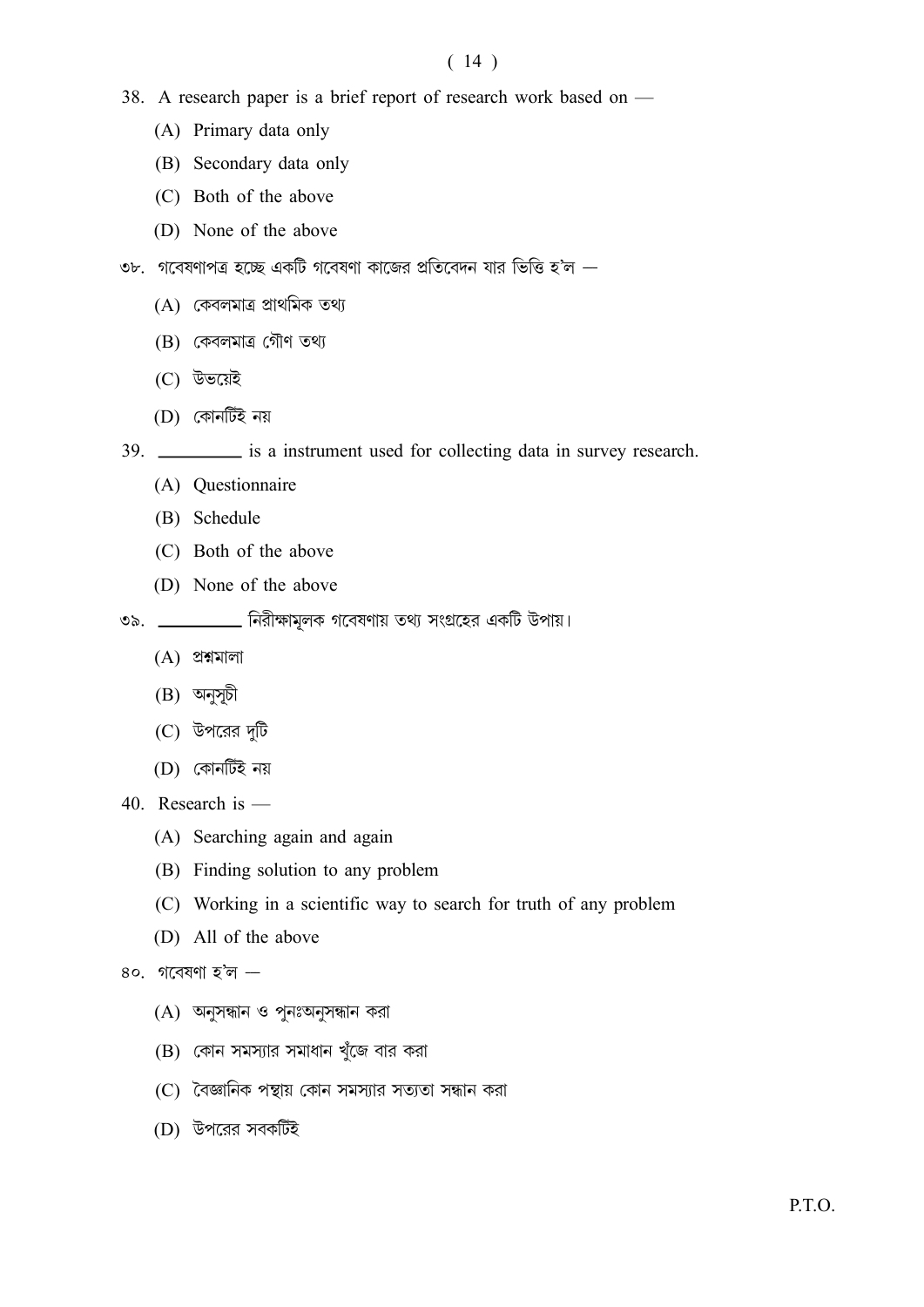38. A research paper is a brief report of research work based on —

(A) Primary data only

(B) Secondary data only

(C) Both of the above

(D) None of the above

৩৮. গবেষণাপত্র হচ্ছে একটি গবেষণা কাজের প্রতিবেদন যার ভিত্তি হ'ল —

(A) কেবলমাত্র প্রাথমিক তথ্য

(B) কেবলমাত্র গৌণ তথ্য

(C) উভয়েই

(D) কোনটিই নয়

39. _________ is a instrument used for collecting data in survey research.

(A) Questionnaire

(B) Schedule

(C) Both of the above

(D) None of the above

৩৯. _________ নিরীক্ষামূলক গবেষণায় তথ্য সংগ্রহের একটি উপায়।

(A) প্রশ্নমালা

(B) অনুসূচী

(C) উপরের দুটি

(D) কোনটিই নয়

40. Research is —

(A) Searching again and again

(B) Finding solution to any problem

(C) Working in a scientific way to search for truth of any problem

(D) All of the above

৪০. গবেষণা হ'ল —

(A) অনুসন্ধান ও পুনঃঅনুসন্ধান করা

(B) কোন সমস্যার সমাধান খুঁজে বার করা

(C) বৈজ্ঞানিক পন্থায় কোন সমস্যার সত্যতা সন্ধান করা

(D) উপরের সবকটিই

P.T.O.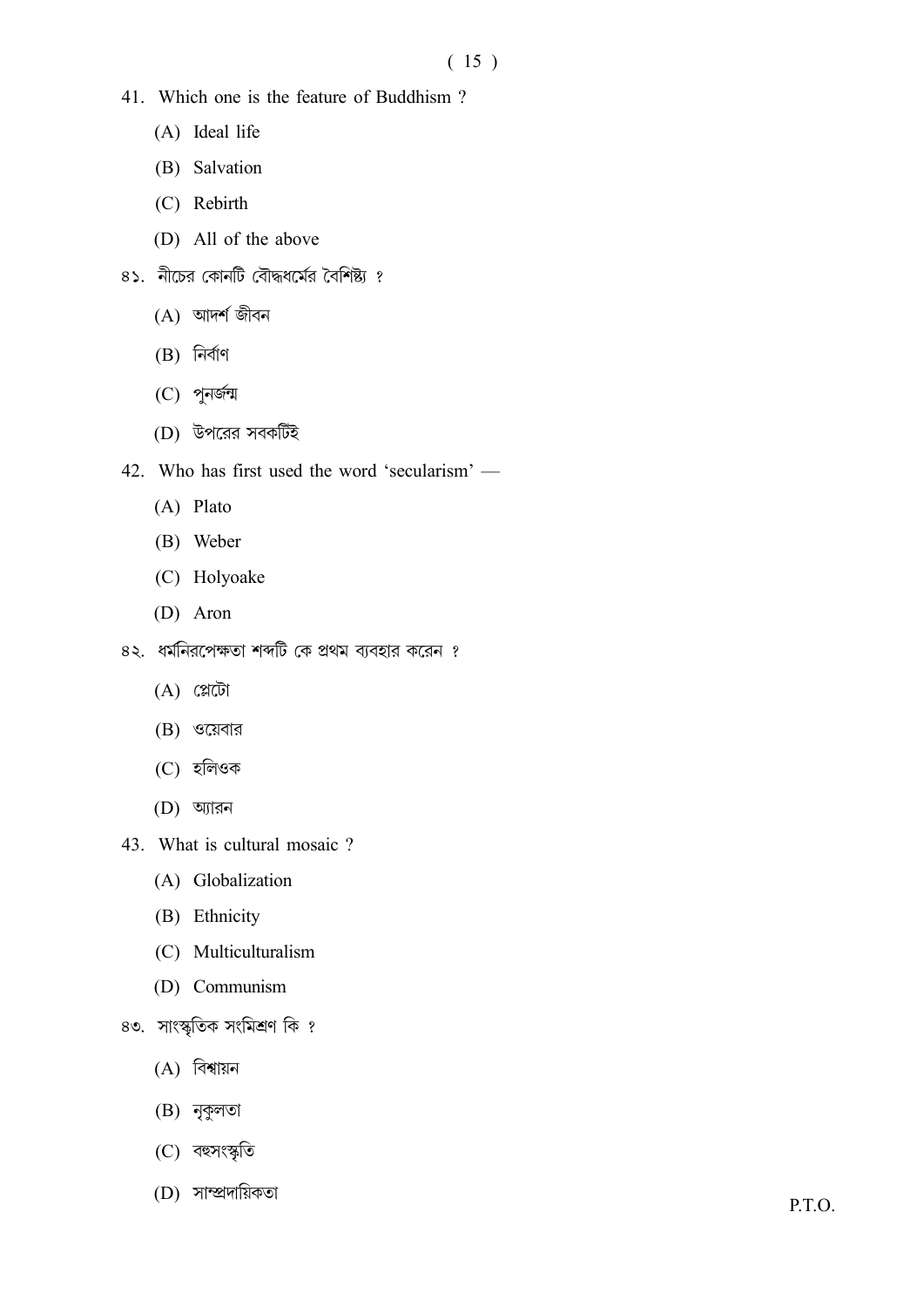41. Which one is the feature of Buddhism ?

    (A) Ideal life

    (B) Salvation

    (C) Rebirth

    (D) All of the above

৪১. নীচের কোনটি বৌদ্ধধর্মের বৈশিষ্ট্য ?

    (A) আদর্শ জীবন

    (B) নির্বাণ

    (C) পুনর্জন্ম

    (D) উপরের সবকটিই

42. Who has first used the word 'secularism' —

    (A) Plato

    (B) Weber

    (C) Holyoake

    (D) Aron

৪২. ধর্মনিরপেক্ষতা শব্দটি কে প্রথম ব্যবহার করেন ?

    (A) প্লেটো

    (B) ওয়েবার

    (C) হলিওক

    (D) অ্যারন

43. What is cultural mosaic ?

    (A) Globalization

    (B) Ethnicity

    (C) Multiculturalism

    (D) Communism

৪৩. সাংস্কৃতিক সংমিশ্রণ কি ?

    (A) বিশ্বায়ন

    (B) নৃকুলতা

    (C) বহুসংস্কৃতি

    (D) সাম্প্রদায়িকতা

P.T.O.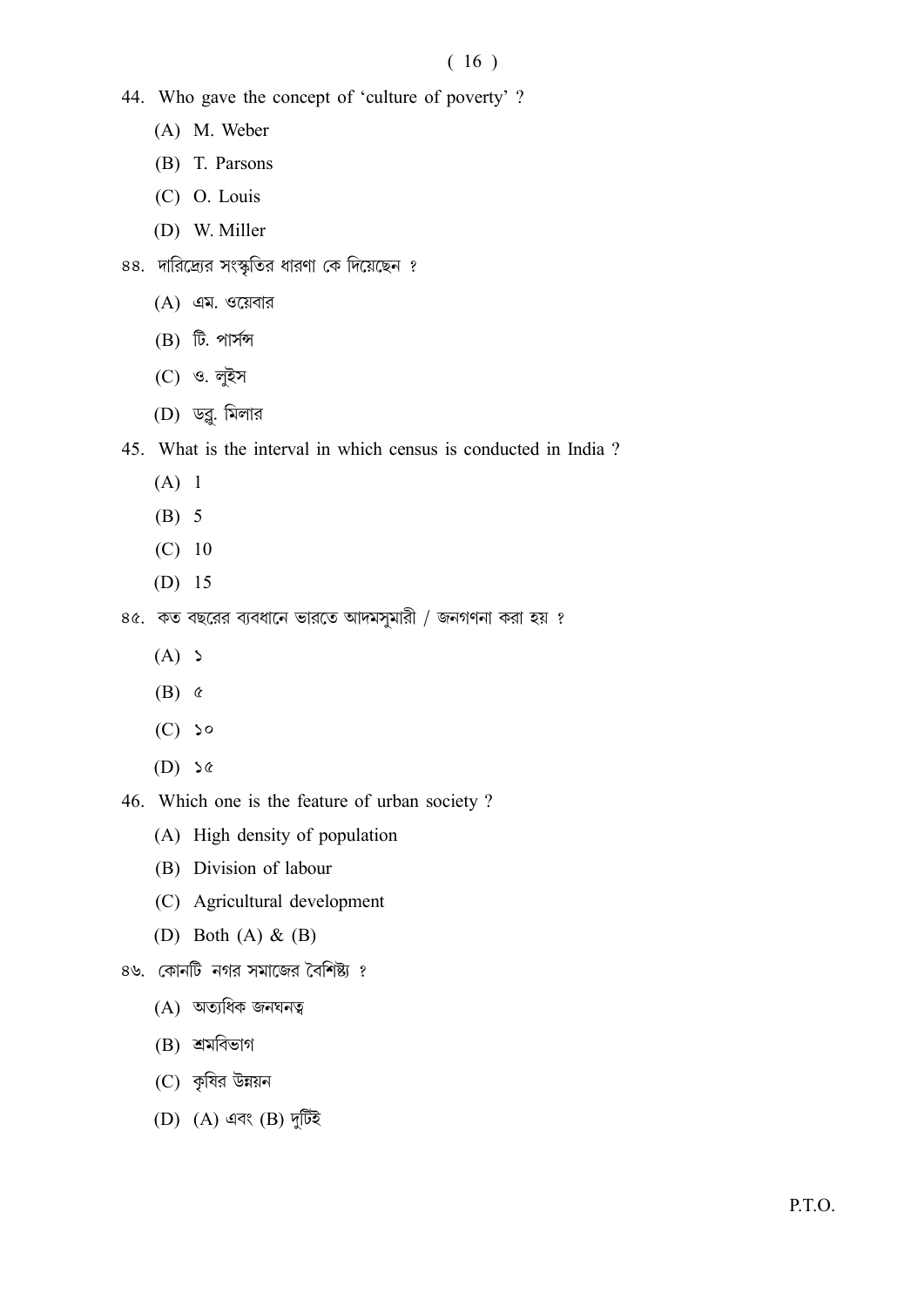44. Who gave the concept of 'culture of poverty' ?

    (A) M. Weber

    (B) T. Parsons

    (C) O. Louis

    (D) W. Miller

৪৪. দারিদ্র্যের সংস্কৃতির ধারণা কে দিয়েছেন ?

    (A) এম. ওয়েবার

    (B) টি. পার্সন্স

    (C) ও. লুইস

    (D) ডব্লু. মিলার

45. What is the interval in which census is conducted in India ?

    (A) 1

    (B) 5

    (C) 10

    (D) 15

৪৫. কত বছরের ব্যবধানে ভারতে আদমসুমারী / জনগণনা করা হয় ?

    (A) ১

    (B) ৫

    (C) ১০

    (D) ১৫

46. Which one is the feature of urban society ?

    (A) High density of population

    (B) Division of labour

    (C) Agricultural development

    (D) Both (A) & (B)

৪৬. কোনটি নগর সমাজের বৈশিষ্ট্য ?

    (A) অত্যধিক জনঘনত্ব

    (B) শ্রমবিভাগ

    (C) কৃষির উন্নয়ন

    (D) (A) এবং (B) দুটিই

P.T.O.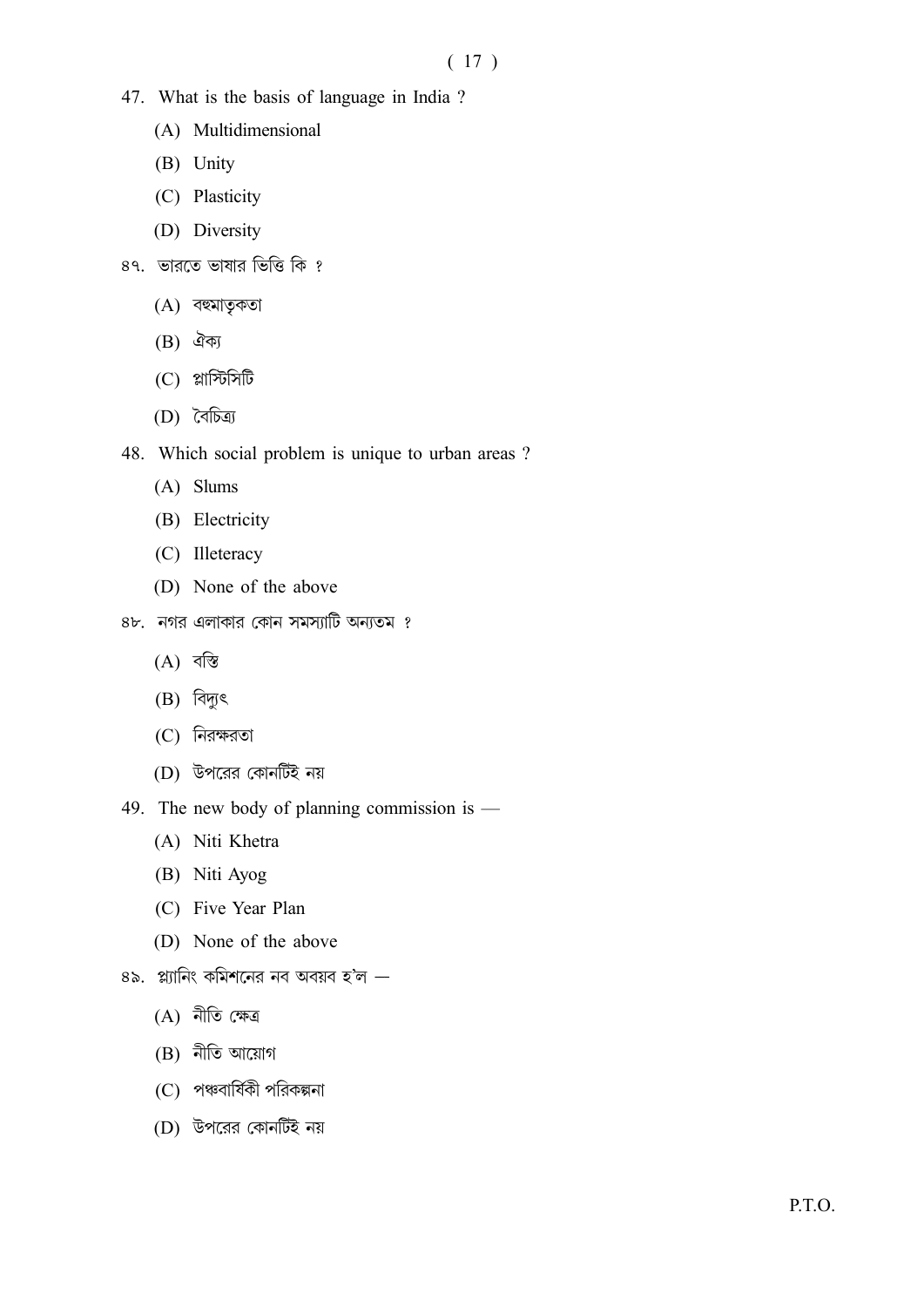47. What is the basis of language in India ?

 (A) Multidimensional

 (B) Unity

 (C) Plasticity

 (D) Diversity

৪৭. ভারতে ভাষার ভিত্তি কি ?

 (A) বহুমাতৃকতা

 (B) ঐক্য

 (C) প্লাস্টিসিটি

 (D) বৈচিত্র্য

48. Which social problem is unique to urban areas ?

 (A) Slums

 (B) Electricity

 (C) Illeteracy

 (D) None of the above

৪৮. নগর এলাকার কোন সমস্যাটি অন্যতম ?

 (A) বস্তি

 (B) বিদ্যুৎ

 (C) নিরক্ষরতা

 (D) উপরের কোনটিই নয়

49. The new body of planning commission is —

 (A) Niti Khetra

 (B) Niti Ayog

 (C) Five Year Plan

 (D) None of the above

৪৯. প্ল্যানিং কমিশনের নব অবয়ব হ'ল —

 (A) নীতি ক্ষেত্র

 (B) নীতি আয়োগ

 (C) পঞ্চবার্ষিকী পরিকল্পনা

 (D) উপরের কোনটিই নয়

P.T.O.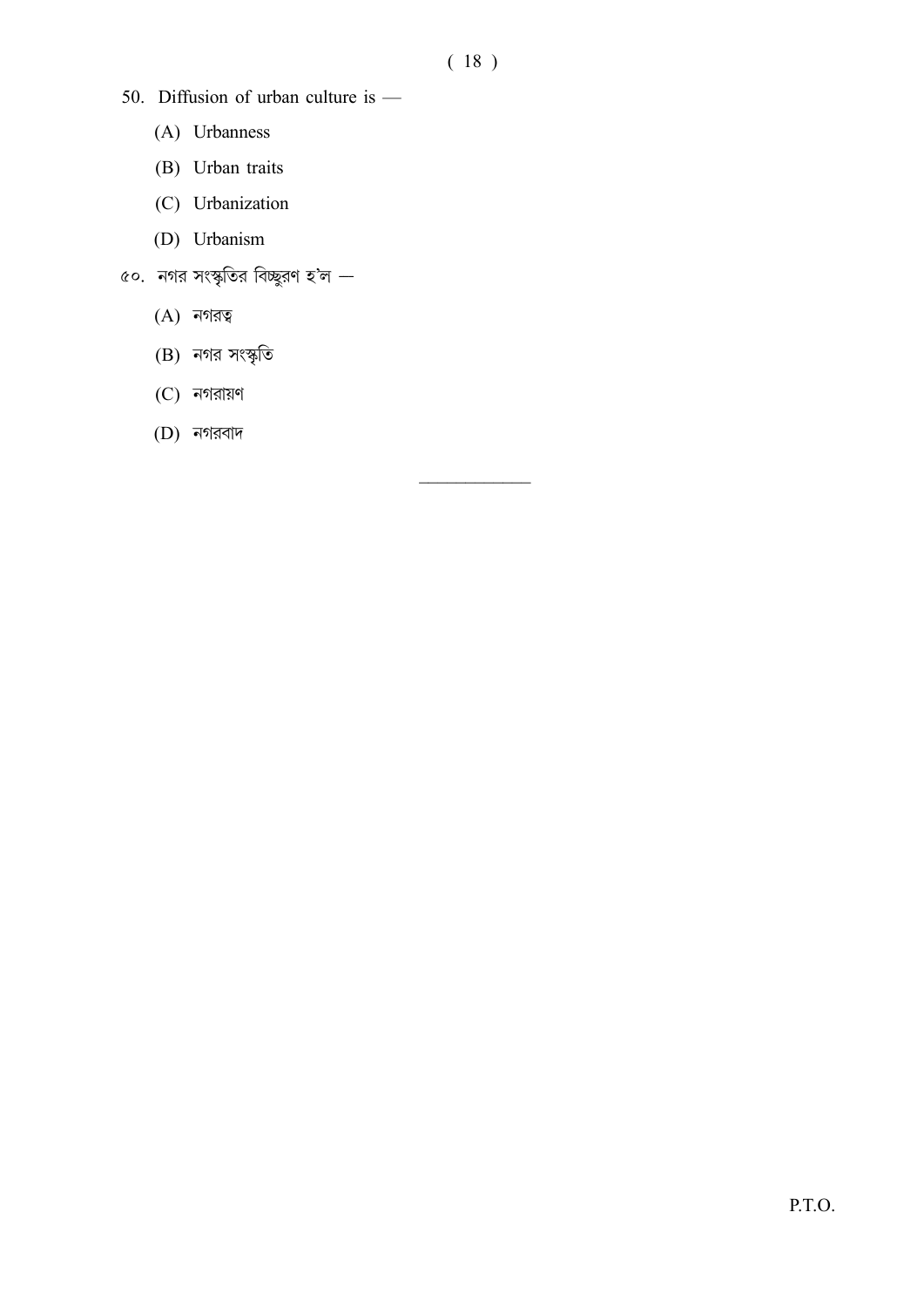50. Diffusion of urban culture is —

(A) Urbanness

(B) Urban traits

(C) Urbanization

(D) Urbanism

৫০. নগর সংস্কৃতির বিচ্ছুরণ হ'ল —

(A) নগরত্ব

(B) নগর সংস্কৃতি

(C) নগরায়ণ

(D) নগরবাদ

---

P.T.O.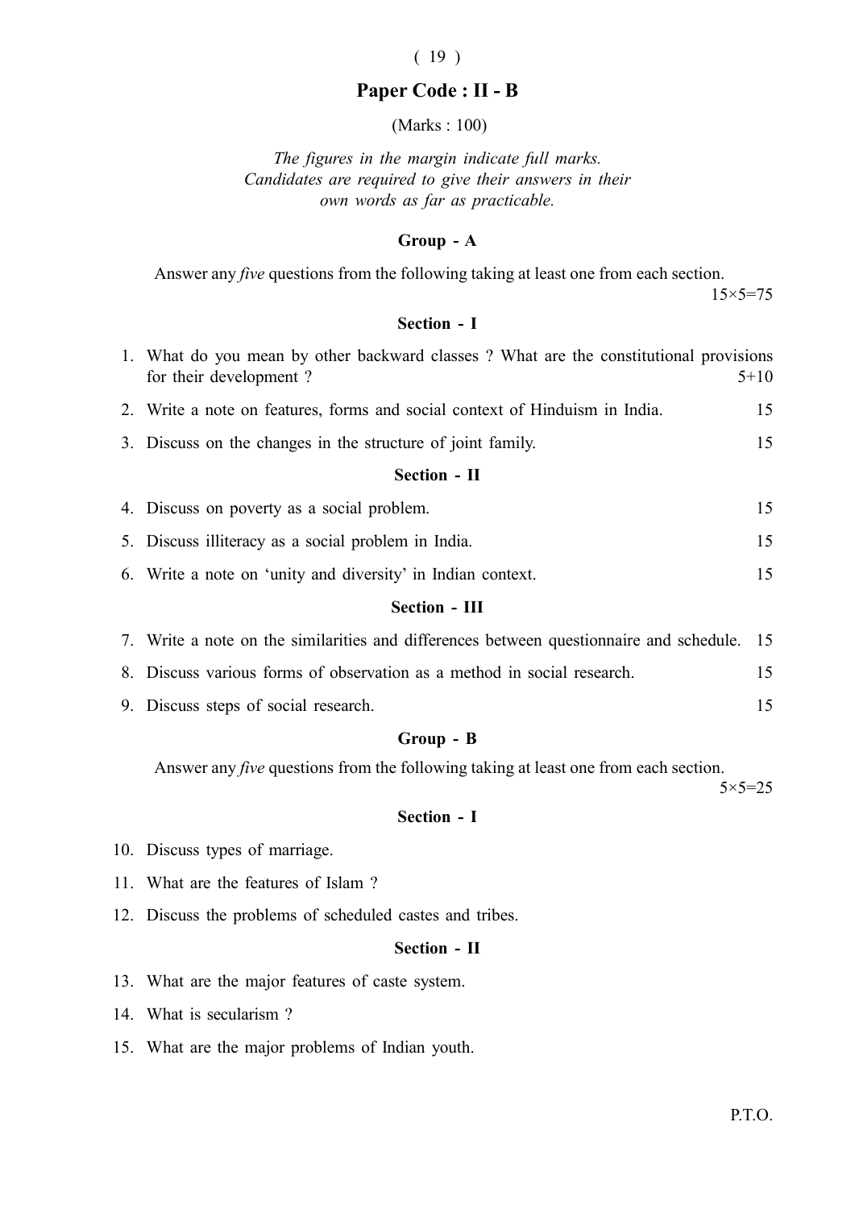## Paper Code : II - B

(Marks : 100)

*The figures in the margin indicate full marks.*
*Candidates are required to give their answers in their own words as far as practicable.*

### Group - A

Answer any *five* questions from the following taking at least one from each section.

15×5=75

#### Section - I

1. What do you mean by other backward classes ? What are the constitutional provisions for their development ? 5+10

2. Write a note on features, forms and social context of Hinduism in India. 15

3. Discuss on the changes in the structure of joint family. 15

#### Section - II

4. Discuss on poverty as a social problem. 15

5. Discuss illiteracy as a social problem in India. 15

6. Write a note on 'unity and diversity' in Indian context. 15

#### Section - III

7. Write a note on the similarities and differences between questionnaire and schedule. 15

8. Discuss various forms of observation as a method in social research. 15

9. Discuss steps of social research. 15

### Group - B

Answer any *five* questions from the following taking at least one from each section.

5×5=25

#### Section - I

10. Discuss types of marriage.

11. What are the features of Islam ?

12. Discuss the problems of scheduled castes and tribes.

#### Section - II

13. What are the major features of caste system.

14. What is secularism ?

15. What are the major problems of Indian youth.

P.T.O.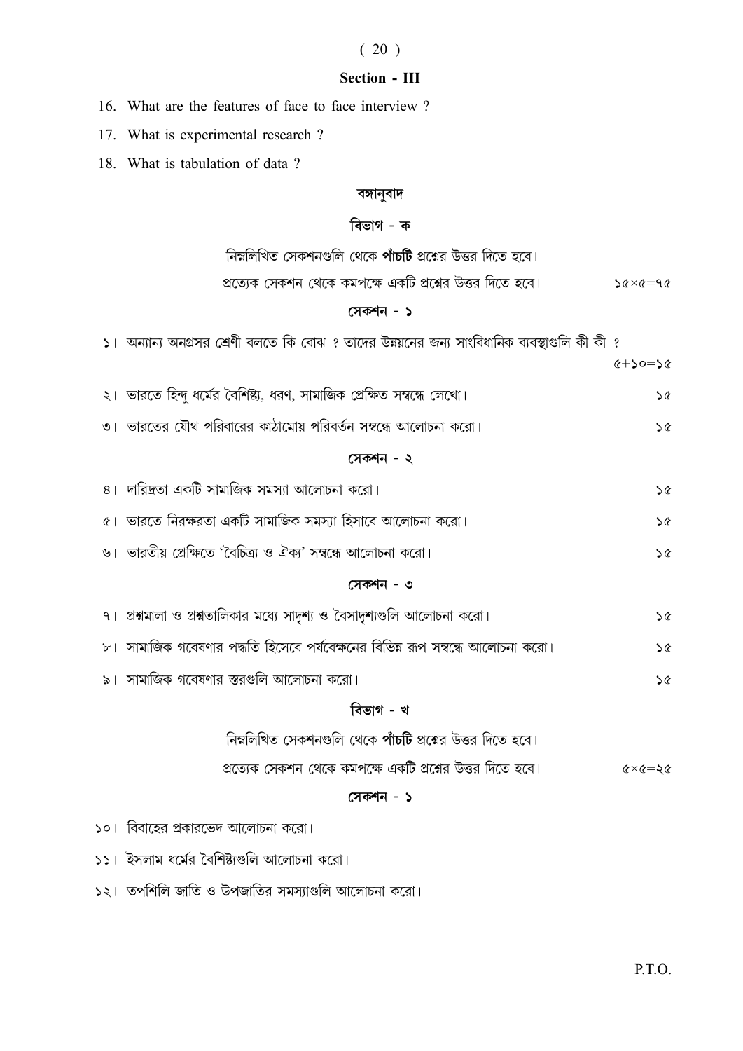## Section - III

16. What are the features of face to face interview ?
17. What is experimental research ?
18. What is tabulation of data ?

## বঙ্গানুবাদ

### বিভাগ - ক

নিম্নলিখিত সেকশনগুলি থেকে **পাঁচটি** প্রশ্নের উত্তর দিতে হবে।

প্রত্যেক সেকশন থেকে কমপক্ষে একটি প্রশ্নের উত্তর দিতে হবে। ১৫×৫=৭৫

### সেকশন - ১

১। অন্যান্য অনগ্রসর শ্রেণী বলতে কি বোঝ ? তাদের উন্নয়নের জন্য সাংবিধানিক ব্যবস্থাগুলি কী কী ? ৫+১০=১৫

২। ভারতে হিন্দু ধর্মের বৈশিষ্ট্য, ধরণ, সামাজিক প্রেক্ষিত সম্বন্ধে লেখো। ১৫

৩। ভারতের যৌথ পরিবারের কাঠামোয় পরিবর্তন সম্বন্ধে আলোচনা করো। ১৫

### সেকশন - ২

৪। দারিদ্রতা একটি সামাজিক সমস্যা আলোচনা করো। ১৫

৫। ভারতে নিরক্ষরতা একটি সামাজিক সমস্যা হিসাবে আলোচনা করো। ১৫

৬। ভারতীয় প্রেক্ষিতে 'বৈচিত্র্য ও ঐক্য' সম্বন্ধে আলোচনা করো। ১৫

### সেকশন - ৩

৭। প্রশ্নমালা ও প্রশ্নতালিকার মধ্যে সাদৃশ্য ও বৈসাদৃশ্যগুলি আলোচনা করো। ১৫

৮। সামাজিক গবেষণার পদ্ধতি হিসেবে পর্যবেক্ষনের বিভিন্ন রূপ সম্বন্ধে আলোচনা করো। ১৫

৯। সামাজিক গবেষণার স্তরগুলি আলোচনা করো। ১৫

### বিভাগ - খ

নিম্নলিখিত সেকশনগুলি থেকে **পাঁচটি** প্রশ্নের উত্তর দিতে হবে।

প্রত্যেক সেকশন থেকে কমপক্ষে একটি প্রশ্নের উত্তর দিতে হবে। ৫×৫=২৫

### সেকশন - ১

১০। বিবাহের প্রকারভেদ আলোচনা করো।

১১। ইসলাম ধর্মের বৈশিষ্ট্যগুলি আলোচনা করো।

১২। তপশিলি জাতি ও উপজাতির সমস্যাগুলি আলোচনা করো।

P.T.O.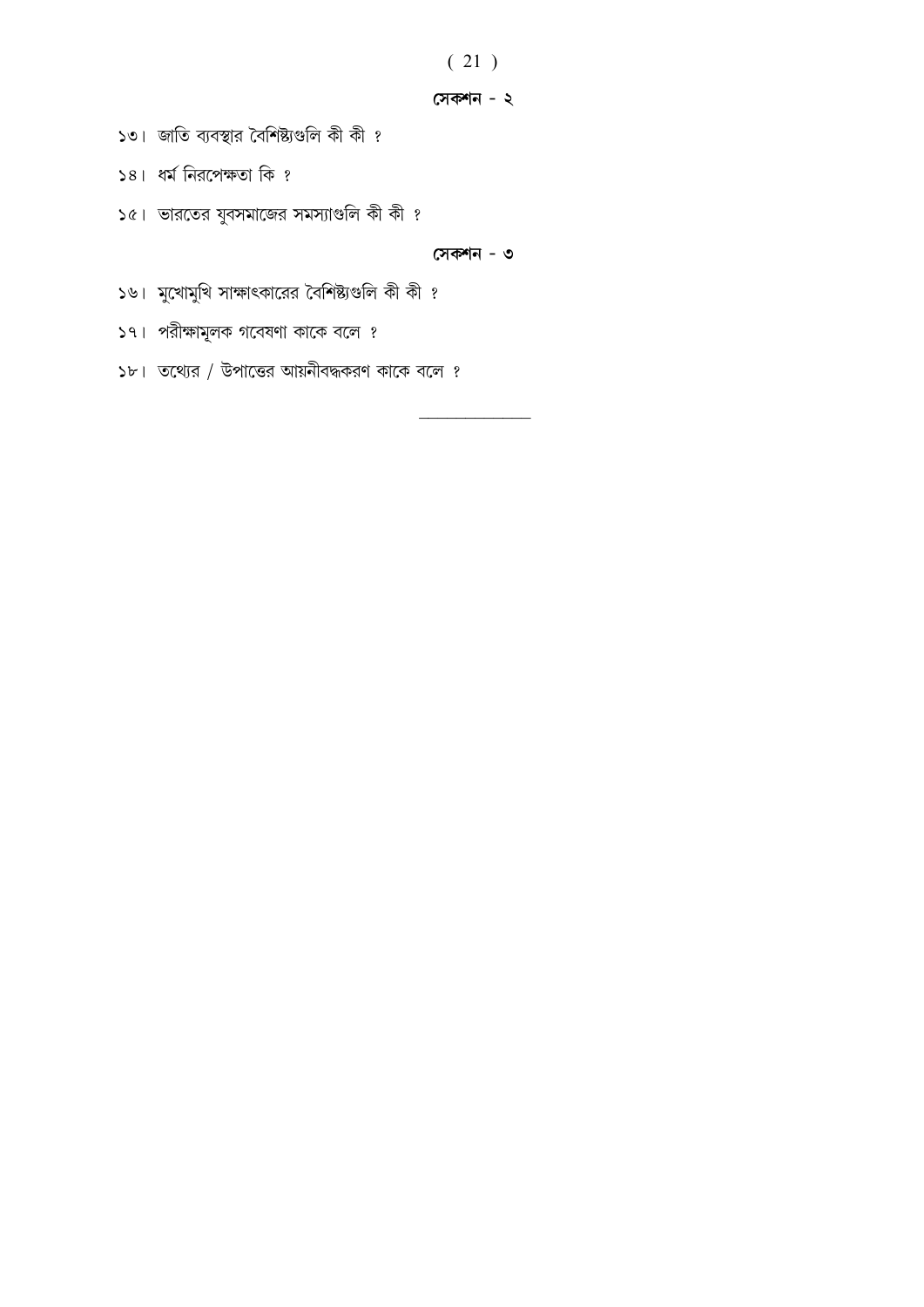**সেকশন - ২**

১৩। জাতি ব্যবস্থার বৈশিষ্ট্যগুলি কী কী ?

১৪। ধর্ম নিরপেক্ষতা কি ?

১৫। ভারতের যুবসমাজের সমস্যাগুলি কী কী ?

**সেকশন - ৩**

১৬। মুখোমুখি সাক্ষাৎকারের বৈশিষ্ট্যগুলি কী কী ?

১৭। পরীক্ষামূলক গবেষণা কাকে বলে ?

১৮। তথ্যের / উপাত্তের আয়নীবদ্ধকরণ কাকে বলে ?

---